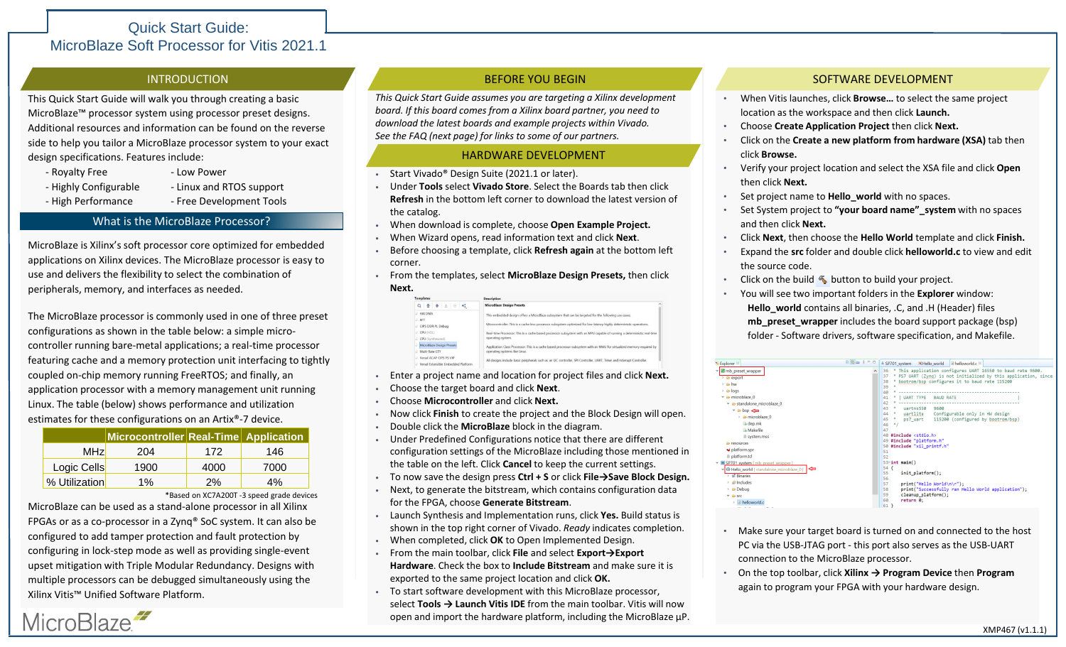# Quick Start Guide: MicroBlaze Soft Processor for Vitis 2021.1

## INTRODUCTION

This Quick Start Guide will walk you through creating a basic MicroBlaze™ processor system using processor preset designs. Additional resources and information can be found on the reverse side to help you tailor a MicroBlaze processor system to your exact design specifications. Features include:

- Royalty Free
- Low Power
- Highly Configurable
- Linux and RTOS support
- High Performance
- Free Development Tools

### What is the MicroBlaze Processor?

MicroBlaze is Xilinx's soft processor core optimized for embedded applications on Xilinx devices. The MicroBlaze processor is easy to use and delivers the flexibility to select the combination of peripherals, memory, and interfaces as needed.

The MicroBlaze processor is commonly used in one of three preset configurations as shown in the table below: a simple micro-controller running bare-metal applications; a real-time processor featuring cache and a memory protection unit interfacing to tightly coupled on-chip memory running FreeRTOS; and finally, an application processor with a memory management unit running Linux. The table (below) shows performance and utilization estimates for these configurations on an Artix®-7 device.

| | Microcontroller | Real-Time | Application |
|---|---|---|---|
| MHz | 204 | 172 | 146 |
| Logic Cells | 1900 | 4000 | 7000 |
| % Utilization | 1% | 2% | 4% |

*Based on XC7A200T -3 speed grade devices

MicroBlaze can be used as a stand-alone processor in all Xilinx FPGAs or as a co-processor in a Zynq® SoC system. It can also be configured to add tamper protection and fault protection by configuring in lock-step mode as well as providing single-event upset mitigation with Triple Modular Redundancy. Designs with multiple processors can be debugged simultaneously using the Xilinx Vitis™ Unified Software Platform.

## BEFORE YOU BEGIN

*This Quick Start Guide assumes you are targeting a Xilinx development board. If this board comes from a Xilinx board partner, you need to download the latest boards and example projects within Vivado. See the FAQ (next page) for links to some of our partners.*

## HARDWARE DEVELOPMENT

- Start Vivado® Design Suite (2021.1 or later).
- Under **Tools** select **Vivado Store**. Select the Boards tab then click **Refresh** in the bottom left corner to download the latest version of the catalog.
- When download is complete, choose **Open Example Project.**
- When Wizard opens, read information text and click **Next**.
- Before choosing a template, click **Refresh again** at the bottom left corner.
- From the templates, select **MicroBlaze Design Presets,** then click **Next.**
- Enter a project name and location for project files and click **Next.**
- Choose the target board and click **Next**.
- Choose **Microcontroller** and click **Next.**
- Now click **Finish** to create the project and the Block Design will open.
- Double click the **MicroBlaze** block in the diagram.
- Under Predefined Configurations notice that there are different configuration settings of the MicroBlaze including those mentioned in the table on the left. Click **Cancel** to keep the current settings.
- To now save the design press **Ctrl + S** or click **File→Save Block Design.**
- Next, to generate the bitstream, which contains configuration data for the FPGA, choose **Generate Bitstream**.
- Launch Synthesis and Implementation runs, click **Yes.** Build status is shown in the top right corner of Vivado. *Ready* indicates completion.
- When completed, click **OK** to Open Implemented Design.
- From the main toolbar, click **File** and select **Export→Export Hardware**. Check the box to **Include Bitstream** and make sure it is exported to the same project location and click **OK.**
- To start software development with this MicroBlaze processor, select **Tools → Launch Vitis IDE** from the main toolbar. Vitis will now open and import the hardware platform, including the MicroBlaze µP.

## SOFTWARE DEVELOPMENT

- When Vitis launches, click **Browse…** to select the same project location as the workspace and then click **Launch.**
- Choose **Create Application Project** then click **Next.**
- Click on the **Create a new platform from hardware (XSA)** tab then click **Browse.**
- Verify your project location and select the XSA file and click **Open** then click **Next.**
- Set project name to **Hello_world** with no spaces.
- Set System project to **"your board name"_system** with no spaces and then click **Next.**
- Click **Next**, then choose the **Hello World** template and click **Finish.**
- Expand the **src** folder and double click **helloworld.c** to view and edit the source code.
- Click on the build button to build your project.
- You will see two important folders in the **Explorer** window:
  **Hello_world** contains all binaries, .C, and .H (Header) files
  **mb_preset_wrapper** includes the board support package (bsp) folder - Software drivers, software specification, and Makefile.

- Make sure your target board is turned on and connected to the host PC via the USB-JTAG port - this port also serves as the USB-UART connection to the MicroBlaze processor.
- On the top toolbar, click **Xilinx → Program Device** then **Program** again to program your FPGA with your hardware design.

XMP467 (v1.1.1)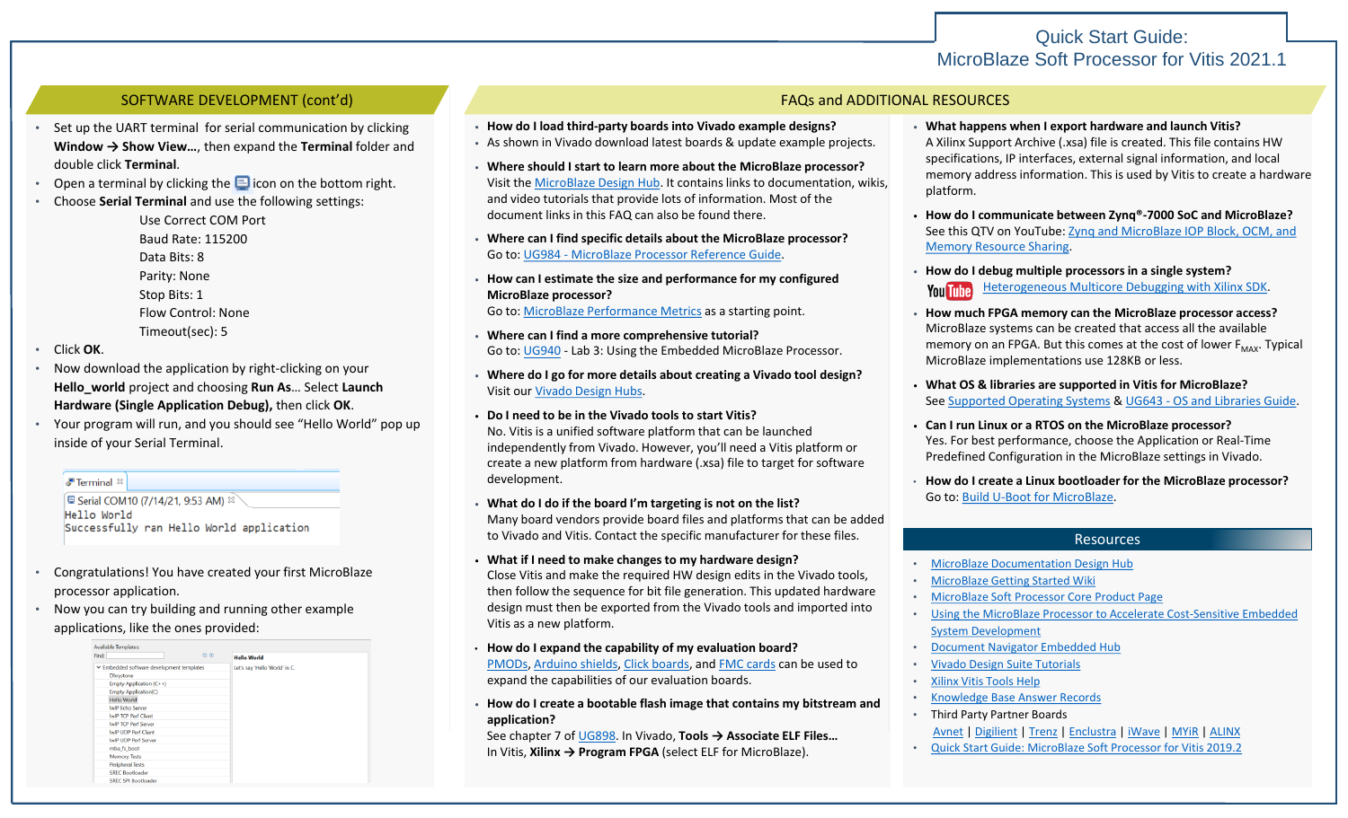# Quick Start Guide: MicroBlaze Soft Processor for Vitis 2021.1

## SOFTWARE DEVELOPMENT (cont'd)

- Set up the UART terminal for serial communication by clicking **Window → Show View…**, then expand the **Terminal** folder and double click **Terminal**.
- Open a terminal by clicking the icon on the bottom right.
- Choose **Serial Terminal** and use the following settings:

  Use Correct COM Port
  Baud Rate: 115200
  Data Bits: 8
  Parity: None
  Stop Bits: 1
  Flow Control: None
  Timeout(sec): 5

- Click **OK**.
- Now download the application by right-clicking on your **Hello_world** project and choosing **Run As**… Select **Launch Hardware (Single Application Debug),** then click **OK**.
- Your program will run, and you should see "Hello World" pop up inside of your Serial Terminal.

```
Terminal
Serial COM10 (7/14/21, 9:53 AM)
Hello World
Successfully ran Hello World application
```

- Congratulations! You have created your first MicroBlaze processor application.
- Now you can try building and running other example applications, like the ones provided:

## FAQs and ADDITIONAL RESOURCES

- **How do I load third-party boards into Vivado example designs?**
- As shown in Vivado download latest boards & update example projects.

- **Where should I start to learn more about the MicroBlaze processor?**
  Visit the MicroBlaze Design Hub. It contains links to documentation, wikis, and video tutorials that provide lots of information. Most of the document links in this FAQ can also be found there.

- **Where can I find specific details about the MicroBlaze processor?**
  Go to: UG984 - MicroBlaze Processor Reference Guide.

- **How can I estimate the size and performance for my configured MicroBlaze processor?**
  Go to: MicroBlaze Performance Metrics as a starting point.

- **Where can I find a more comprehensive tutorial?**
  Go to: UG940 - Lab 3: Using the Embedded MicroBlaze Processor.

- **Where do I go for more details about creating a Vivado tool design?**
  Visit our Vivado Design Hubs.

- **Do I need to be in the Vivado tools to start Vitis?**
  No. Vitis is a unified software platform that can be launched independently from Vivado. However, you'll need a Vitis platform or create a new platform from hardware (.xsa) file to target for software development.

- **What do I do if the board I'm targeting is not on the list?**
  Many board vendors provide board files and platforms that can be added to Vivado and Vitis. Contact the specific manufacturer for these files.

- **What if I need to make changes to my hardware design?**
  Close Vitis and make the required HW design edits in the Vivado tools, then follow the sequence for bit file generation. This updated hardware design must then be exported from the Vivado tools and imported into Vitis as a new platform.

- **How do I expand the capability of my evaluation board?**
  PMODs, Arduino shields, Click boards, and FMC cards can be used to expand the capabilities of our evaluation boards.

- **How do I create a bootable flash image that contains my bitstream and application?**
  See chapter 7 of UG898. In Vivado, **Tools → Associate ELF Files…**
  In Vitis, **Xilinx → Program FPGA** (select ELF for MicroBlaze).

- **What happens when I export hardware and launch Vitis?**
  A Xilinx Support Archive (.xsa) file is created. This file contains HW specifications, IP interfaces, external signal information, and local memory address information. This is used by Vitis to create a hardware platform.

- **How do I communicate between Zynq®-7000 SoC and MicroBlaze?**
  See this QTV on YouTube: Zynq and MicroBlaze IOP Block, OCM, and Memory Resource Sharing.

- **How do I debug multiple processors in a single system?**
  YouTube Heterogeneous Multicore Debugging with Xilinx SDK.

- **How much FPGA memory can the MicroBlaze processor access?**
  MicroBlaze systems can be created that access all the available memory on an FPGA. But this comes at the cost of lower $F_{MAX}$. Typical MicroBlaze implementations use 128KB or less.

- **What OS & libraries are supported in Vitis for MicroBlaze?**
  See Supported Operating Systems & UG643 - OS and Libraries Guide.

- **Can I run Linux or a RTOS on the MicroBlaze processor?**
  Yes. For best performance, choose the Application or Real-Time Predefined Configuration in the MicroBlaze settings in Vivado.

- **How do I create a Linux bootloader for the MicroBlaze processor?**
  Go to: Build U-Boot for MicroBlaze.

### Resources

- MicroBlaze Documentation Design Hub
- MicroBlaze Getting Started Wiki
- MicroBlaze Soft Processor Core Product Page
- Using the MicroBlaze Processor to Accelerate Cost-Sensitive Embedded System Development
- Document Navigator Embedded Hub
- Vivado Design Suite Tutorials
- Xilinx Vitis Tools Help
- Knowledge Base Answer Records
- Third Party Partner Boards
  Avnet | Digilient | Trenz | Enclustra | iWave | MYiR | ALINX
- Quick Start Guide: MicroBlaze Soft Processor for Vitis 2019.2